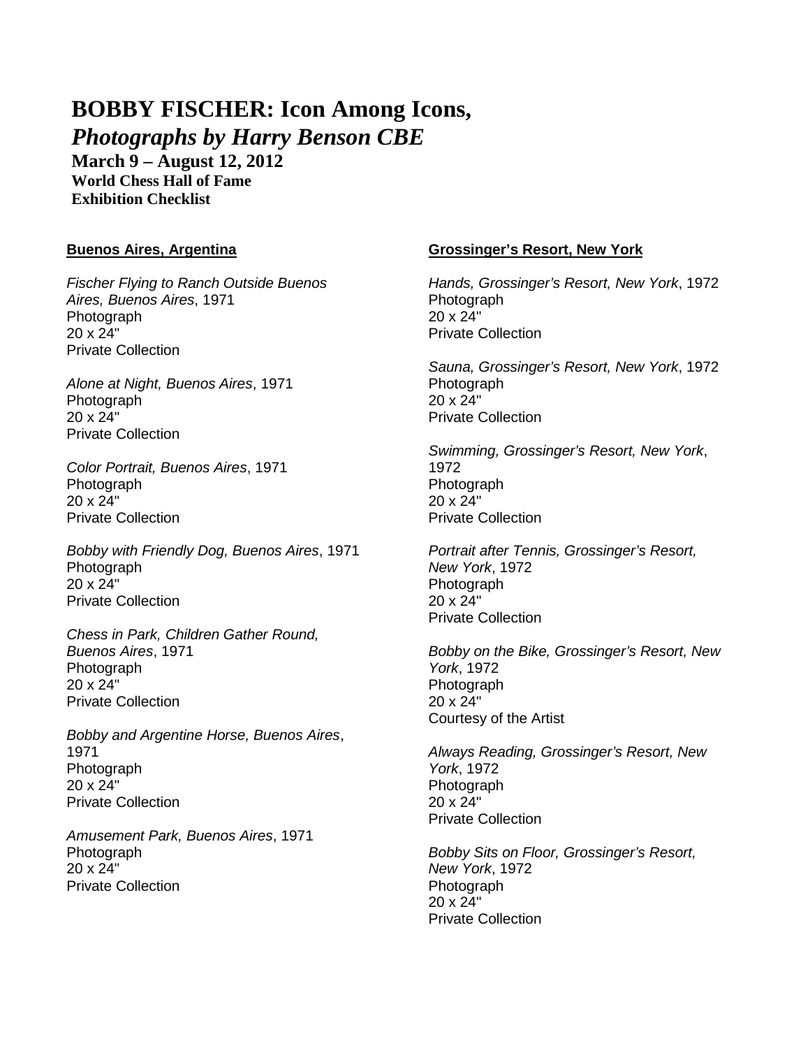# BOBBY FISCHER: Icon Among Icons, *Photographs by Harry Benson CBE*

**March 9 – August 12, 2012**
**World Chess Hall of Fame**
**Exhibition Checklist**

## Buenos Aires, Argentina

*Fischer Flying to Ranch Outside Buenos Aires, Buenos Aires*, 1971
Photograph
20 x 24"
Private Collection

*Alone at Night, Buenos Aires*, 1971
Photograph
20 x 24"
Private Collection

*Color Portrait, Buenos Aires*, 1971
Photograph
20 x 24"
Private Collection

*Bobby with Friendly Dog, Buenos Aires*, 1971
Photograph
20 x 24"
Private Collection

*Chess in Park, Children Gather Round, Buenos Aires*, 1971
Photograph
20 x 24"
Private Collection

*Bobby and Argentine Horse, Buenos Aires*, 1971
Photograph
20 x 24"
Private Collection

*Amusement Park, Buenos Aires*, 1971
Photograph
20 x 24"
Private Collection

## Grossinger's Resort, New York

*Hands, Grossinger's Resort, New York*, 1972
Photograph
20 x 24"
Private Collection

*Sauna, Grossinger's Resort, New York*, 1972
Photograph
20 x 24"
Private Collection

*Swimming, Grossinger's Resort, New York*, 1972
Photograph
20 x 24"
Private Collection

*Portrait after Tennis, Grossinger's Resort, New York*, 1972
Photograph
20 x 24"
Private Collection

*Bobby on the Bike, Grossinger's Resort, New York*, 1972
Photograph
20 x 24"
Courtesy of the Artist

*Always Reading, Grossinger's Resort, New York*, 1972
Photograph
20 x 24"
Private Collection

*Bobby Sits on Floor, Grossinger's Resort, New York*, 1972
Photograph
20 x 24"
Private Collection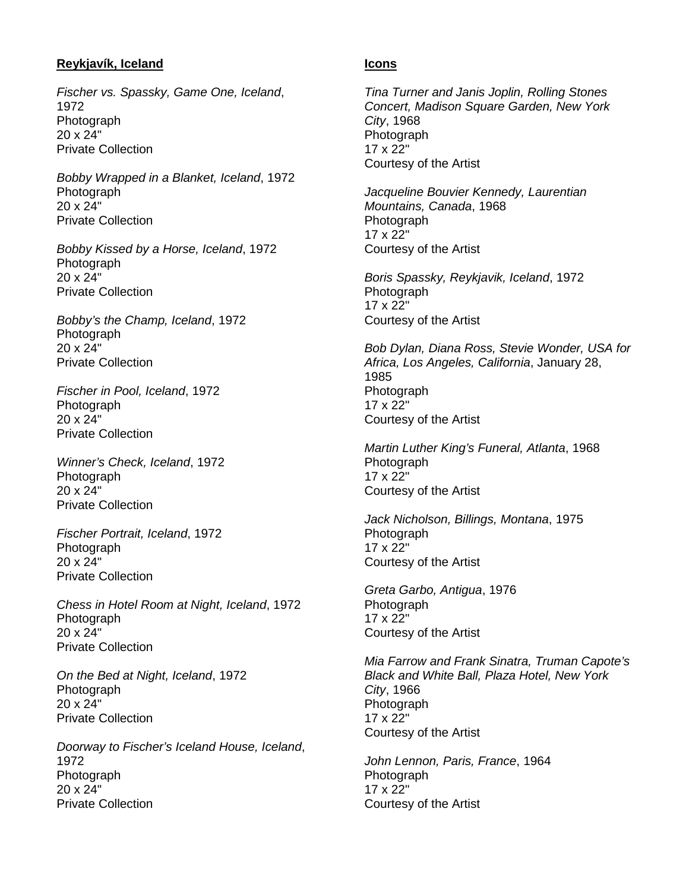**Reykjavík, Iceland**

*Fischer vs. Spassky, Game One, Iceland*, 1972
Photograph
20 x 24"
Private Collection

*Bobby Wrapped in a Blanket, Iceland*, 1972
Photograph
20 x 24"
Private Collection

*Bobby Kissed by a Horse, Iceland*, 1972
Photograph
20 x 24"
Private Collection

*Bobby's the Champ, Iceland*, 1972
Photograph
20 x 24"
Private Collection

*Fischer in Pool, Iceland*, 1972
Photograph
20 x 24"
Private Collection

*Winner's Check, Iceland*, 1972
Photograph
20 x 24"
Private Collection

*Fischer Portrait, Iceland*, 1972
Photograph
20 x 24"
Private Collection

*Chess in Hotel Room at Night, Iceland*, 1972
Photograph
20 x 24"
Private Collection

*On the Bed at Night, Iceland*, 1972
Photograph
20 x 24"
Private Collection

*Doorway to Fischer's Iceland House, Iceland*, 1972
Photograph
20 x 24"
Private Collection

**Icons**

*Tina Turner and Janis Joplin, Rolling Stones Concert, Madison Square Garden, New York City*, 1968
Photograph
17 x 22"
Courtesy of the Artist

*Jacqueline Bouvier Kennedy, Laurentian Mountains, Canada*, 1968
Photograph
17 x 22"
Courtesy of the Artist

*Boris Spassky, Reykjavik, Iceland*, 1972
Photograph
17 x 22"
Courtesy of the Artist

*Bob Dylan, Diana Ross, Stevie Wonder, USA for Africa, Los Angeles, California*, January 28, 1985
Photograph
17 x 22"
Courtesy of the Artist

*Martin Luther King's Funeral, Atlanta*, 1968
Photograph
17 x 22"
Courtesy of the Artist

*Jack Nicholson, Billings, Montana*, 1975
Photograph
17 x 22"
Courtesy of the Artist

*Greta Garbo, Antigua*, 1976
Photograph
17 x 22"
Courtesy of the Artist

*Mia Farrow and Frank Sinatra, Truman Capote's Black and White Ball, Plaza Hotel, New York City*, 1966
Photograph
17 x 22"
Courtesy of the Artist

*John Lennon, Paris, France*, 1964
Photograph
17 x 22"
Courtesy of the Artist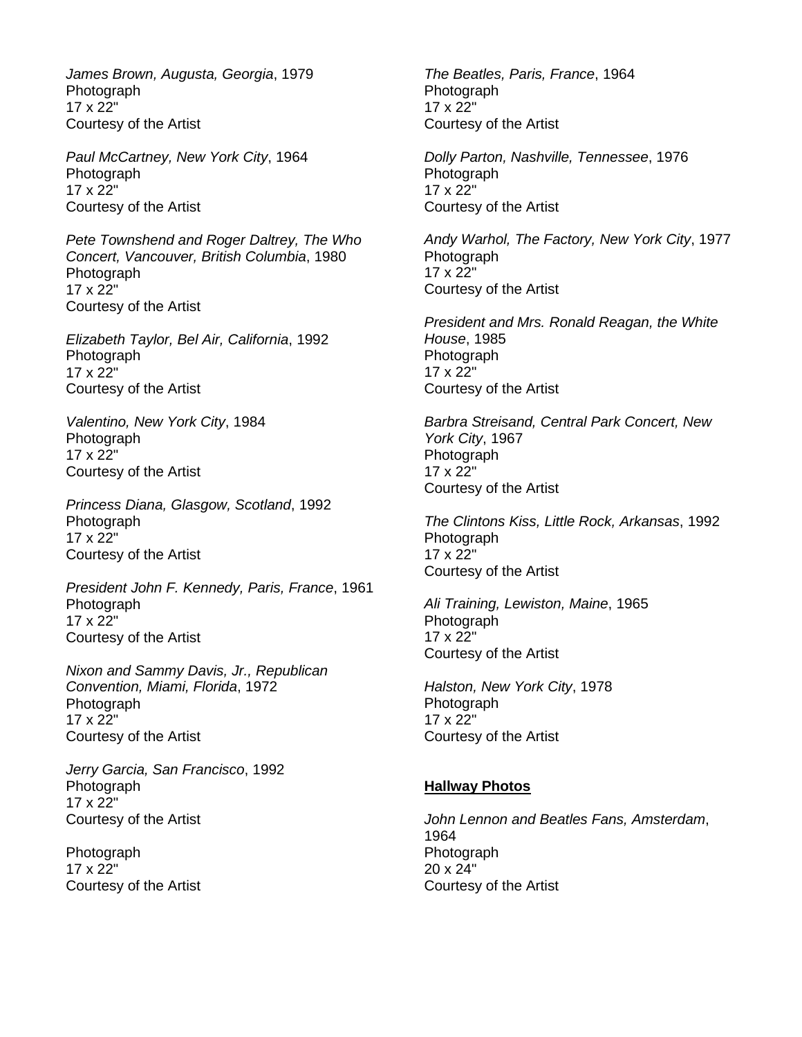*James Brown, Augusta, Georgia*, 1979
Photograph
17 x 22"
Courtesy of the Artist

*Paul McCartney, New York City*, 1964
Photograph
17 x 22"
Courtesy of the Artist

*Pete Townshend and Roger Daltrey, The Who Concert, Vancouver, British Columbia*, 1980
Photograph
17 x 22"
Courtesy of the Artist

*Elizabeth Taylor, Bel Air, California*, 1992
Photograph
17 x 22"
Courtesy of the Artist

*Valentino, New York City*, 1984
Photograph
17 x 22"
Courtesy of the Artist

*Princess Diana, Glasgow, Scotland*, 1992
Photograph
17 x 22"
Courtesy of the Artist

*President John F. Kennedy, Paris, France*, 1961
Photograph
17 x 22"
Courtesy of the Artist

*Nixon and Sammy Davis, Jr., Republican Convention, Miami, Florida*, 1972
Photograph
17 x 22"
Courtesy of the Artist

*Jerry Garcia, San Francisco*, 1992
Photograph
17 x 22"
Courtesy of the Artist

Photograph
17 x 22"
Courtesy of the Artist

*The Beatles, Paris, France*, 1964
Photograph
17 x 22"
Courtesy of the Artist

*Dolly Parton, Nashville, Tennessee*, 1976
Photograph
17 x 22"
Courtesy of the Artist

*Andy Warhol, The Factory, New York City*, 1977
Photograph
17 x 22"
Courtesy of the Artist

*President and Mrs. Ronald Reagan, the White House*, 1985
Photograph
17 x 22"
Courtesy of the Artist

*Barbra Streisand, Central Park Concert, New York City*, 1967
Photograph
17 x 22"
Courtesy of the Artist

*The Clintons Kiss, Little Rock, Arkansas*, 1992
Photograph
17 x 22"
Courtesy of the Artist

*Ali Training, Lewiston, Maine*, 1965
Photograph
17 x 22"
Courtesy of the Artist

*Halston, New York City*, 1978
Photograph
17 x 22"
Courtesy of the Artist

**Hallway Photos**

*John Lennon and Beatles Fans, Amsterdam*, 1964
Photograph
20 x 24"
Courtesy of the Artist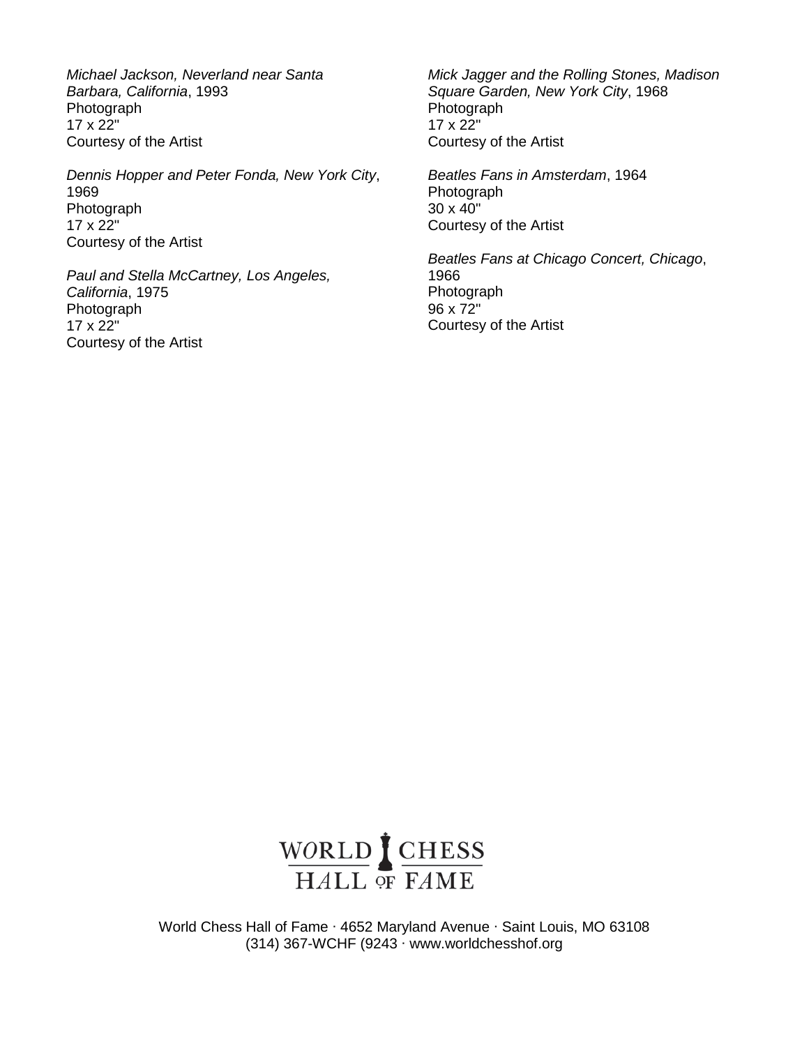*Michael Jackson, Neverland near Santa Barbara, California*, 1993
Photograph
17 x 22"
Courtesy of the Artist

*Dennis Hopper and Peter Fonda, New York City*, 1969
Photograph
17 x 22"
Courtesy of the Artist

*Paul and Stella McCartney, Los Angeles, California*, 1975
Photograph
17 x 22"
Courtesy of the Artist

*Mick Jagger and the Rolling Stones, Madison Square Garden, New York City*, 1968
Photograph
17 x 22"
Courtesy of the Artist

*Beatles Fans in Amsterdam*, 1964
Photograph
30 x 40"
Courtesy of the Artist

*Beatles Fans at Chicago Concert, Chicago*, 1966
Photograph
96 x 72"
Courtesy of the Artist

WORLD CHESS HALL OF FAME

World Chess Hall of Fame · 4652 Maryland Avenue · Saint Louis, MO 63108
(314) 367-WCHF (9243 · www.worldchesshof.org